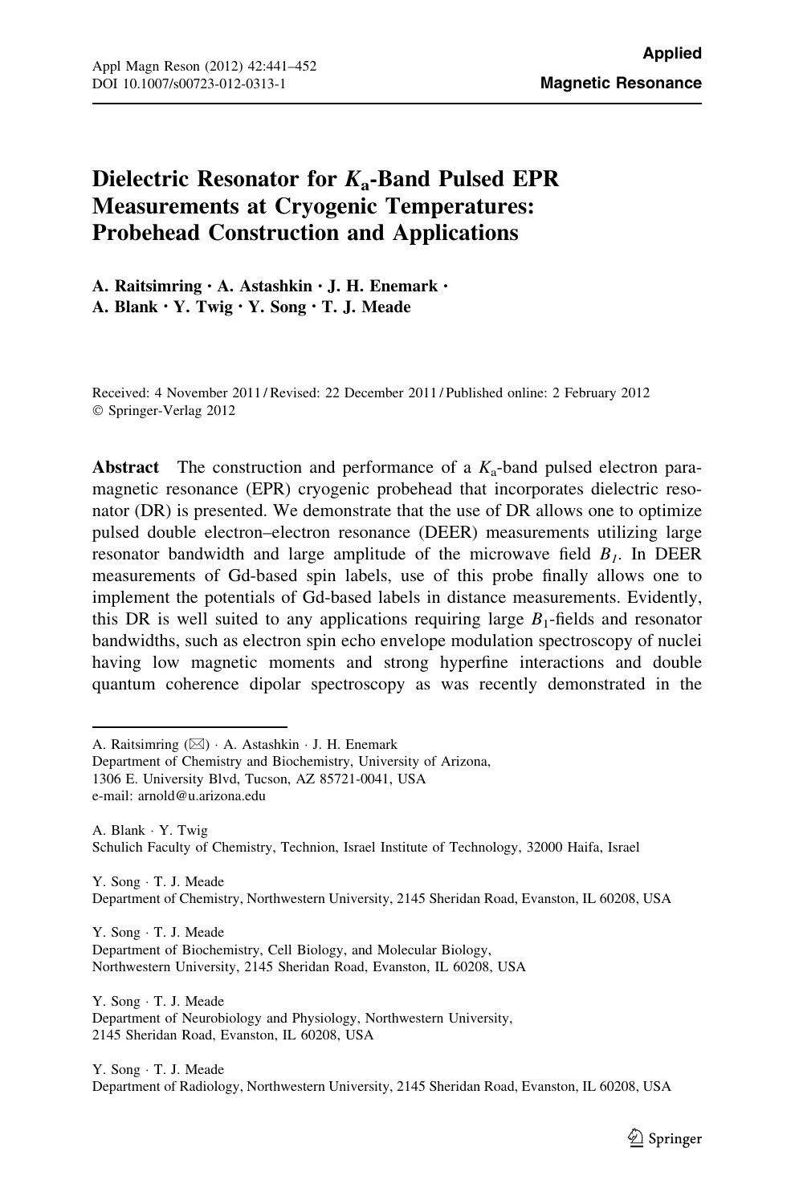# Dielectric Resonator for $K_a$-Band Pulsed EPR Measurements at Cryogenic Temperatures: Probehead Construction and Applications

**A. Raitsimring · A. Astashkin · J. H. Enemark · A. Blank · Y. Twig · Y. Song · T. J. Meade**

Received: 4 November 2011 / Revised: 22 December 2011 / Published online: 2 February 2012
© Springer-Verlag 2012

**Abstract** The construction and performance of a $K_a$-band pulsed electron paramagnetic resonance (EPR) cryogenic probehead that incorporates dielectric resonator (DR) is presented. We demonstrate that the use of DR allows one to optimize pulsed double electron–electron resonance (DEER) measurements utilizing large resonator bandwidth and large amplitude of the microwave field $B_1$. In DEER measurements of Gd-based spin labels, use of this probe finally allows one to implement the potentials of Gd-based labels in distance measurements. Evidently, this DR is well suited to any applications requiring large $B_1$-fields and resonator bandwidths, such as electron spin echo envelope modulation spectroscopy of nuclei having low magnetic moments and strong hyperfine interactions and double quantum coherence dipolar spectroscopy as was recently demonstrated in the

---

A. Raitsimring (✉) · A. Astashkin · J. H. Enemark
Department of Chemistry and Biochemistry, University of Arizona,
1306 E. University Blvd, Tucson, AZ 85721-0041, USA
e-mail: arnold@u.arizona.edu

A. Blank · Y. Twig
Schulich Faculty of Chemistry, Technion, Israel Institute of Technology, 32000 Haifa, Israel

Y. Song · T. J. Meade
Department of Chemistry, Northwestern University, 2145 Sheridan Road, Evanston, IL 60208, USA

Y. Song · T. J. Meade
Department of Biochemistry, Cell Biology, and Molecular Biology,
Northwestern University, 2145 Sheridan Road, Evanston, IL 60208, USA

Y. Song · T. J. Meade
Department of Neurobiology and Physiology, Northwestern University,
2145 Sheridan Road, Evanston, IL 60208, USA

Y. Song · T. J. Meade
Department of Radiology, Northwestern University, 2145 Sheridan Road, Evanston, IL 60208, USA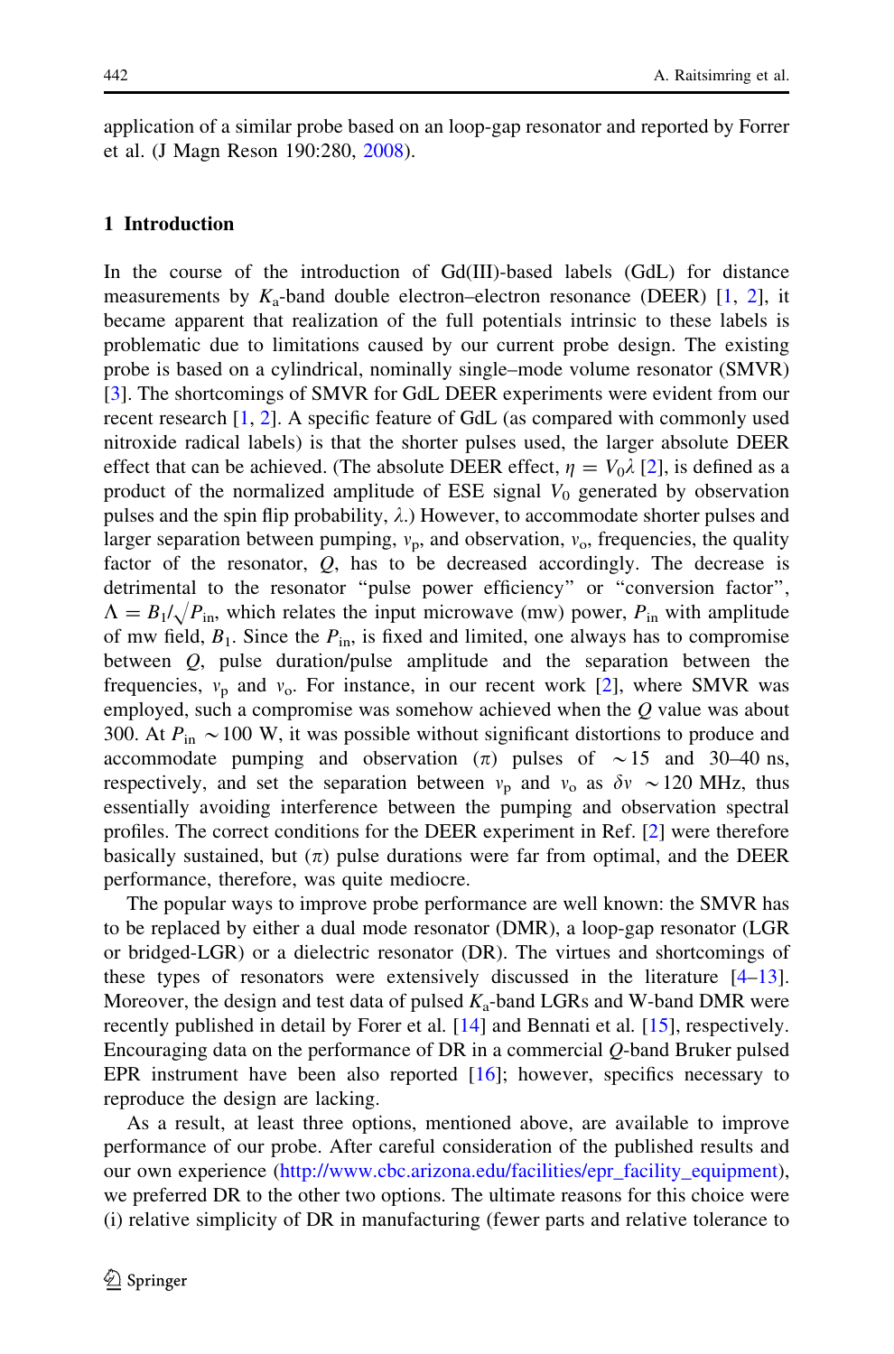application of a similar probe based on an loop-gap resonator and reported by Forrer et al. (J Magn Reson 190:280, 2008).

## 1 Introduction

In the course of the introduction of Gd(III)-based labels (GdL) for distance measurements by $K_a$-band double electron–electron resonance (DEER) [1, 2], it became apparent that realization of the full potentials intrinsic to these labels is problematic due to limitations caused by our current probe design. The existing probe is based on a cylindrical, nominally single–mode volume resonator (SMVR) [3]. The shortcomings of SMVR for GdL DEER experiments were evident from our recent research [1, 2]. A specific feature of GdL (as compared with commonly used nitroxide radical labels) is that the shorter pulses used, the larger absolute DEER effect that can be achieved. (The absolute DEER effect, $\eta = V_0\lambda$ [2], is defined as a product of the normalized amplitude of ESE signal $V_0$ generated by observation pulses and the spin flip probability, $\lambda$.) However, to accommodate shorter pulses and larger separation between pumping, $v_p$, and observation, $v_o$, frequencies, the quality factor of the resonator, $Q$, has to be decreased accordingly. The decrease is detrimental to the resonator "pulse power efficiency" or "conversion factor", $\Lambda = B_1/\sqrt{P_{in}}$, which relates the input microwave (mw) power, $P_{in}$ with amplitude of mw field, $B_1$. Since the $P_{in}$, is fixed and limited, one always has to compromise between $Q$, pulse duration/pulse amplitude and the separation between the frequencies, $v_p$ and $v_o$. For instance, in our recent work [2], where SMVR was employed, such a compromise was somehow achieved when the $Q$ value was about 300. At $P_{in} \sim 100$ W, it was possible without significant distortions to produce and accommodate pumping and observation ($\pi$) pulses of $\sim 15$ and 30–40 ns, respectively, and set the separation between $v_p$ and $v_o$ as $\delta v \sim 120$ MHz, thus essentially avoiding interference between the pumping and observation spectral profiles. The correct conditions for the DEER experiment in Ref. [2] were therefore basically sustained, but ($\pi$) pulse durations were far from optimal, and the DEER performance, therefore, was quite mediocre.

The popular ways to improve probe performance are well known: the SMVR has to be replaced by either a dual mode resonator (DMR), a loop-gap resonator (LGR or bridged-LGR) or a dielectric resonator (DR). The virtues and shortcomings of these types of resonators were extensively discussed in the literature [4–13]. Moreover, the design and test data of pulsed $K_a$-band LGRs and W-band DMR were recently published in detail by Forer et al. [14] and Bennati et al. [15], respectively. Encouraging data on the performance of DR in a commercial $Q$-band Bruker pulsed EPR instrument have been also reported [16]; however, specifics necessary to reproduce the design are lacking.

As a result, at least three options, mentioned above, are available to improve performance of our probe. After careful consideration of the published results and our own experience (http://www.cbc.arizona.edu/facilities/epr_facility_equipment), we preferred DR to the other two options. The ultimate reasons for this choice were (i) relative simplicity of DR in manufacturing (fewer parts and relative tolerance to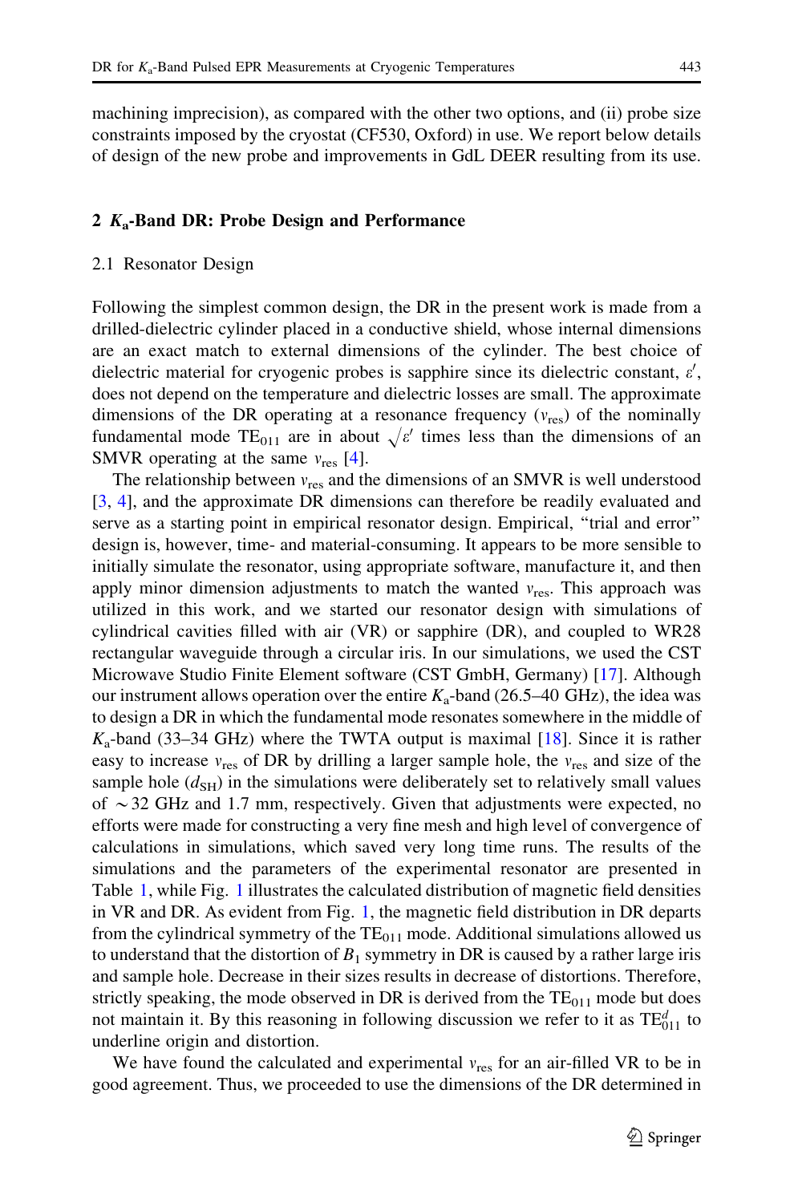machining imprecision), as compared with the other two options, and (ii) probe size constraints imposed by the cryostat (CF530, Oxford) in use. We report below details of design of the new probe and improvements in GdL DEER resulting from its use.

## 2 $K_a$-Band DR: Probe Design and Performance

### 2.1 Resonator Design

Following the simplest common design, the DR in the present work is made from a drilled-dielectric cylinder placed in a conductive shield, whose internal dimensions are an exact match to external dimensions of the cylinder. The best choice of dielectric material for cryogenic probes is sapphire since its dielectric constant, $\varepsilon'$, does not depend on the temperature and dielectric losses are small. The approximate dimensions of the DR operating at a resonance frequency ($\nu_{res}$) of the nominally fundamental mode $TE_{011}$ are in about $\sqrt{\varepsilon'}$ times less than the dimensions of an SMVR operating at the same $\nu_{res}$ [4].

The relationship between $\nu_{res}$ and the dimensions of an SMVR is well understood [3, 4], and the approximate DR dimensions can therefore be readily evaluated and serve as a starting point in empirical resonator design. Empirical, "trial and error" design is, however, time- and material-consuming. It appears to be more sensible to initially simulate the resonator, using appropriate software, manufacture it, and then apply minor dimension adjustments to match the wanted $\nu_{res}$. This approach was utilized in this work, and we started our resonator design with simulations of cylindrical cavities filled with air (VR) or sapphire (DR), and coupled to WR28 rectangular waveguide through a circular iris. In our simulations, we used the CST Microwave Studio Finite Element software (CST GmbH, Germany) [17]. Although our instrument allows operation over the entire $K_a$-band (26.5–40 GHz), the idea was to design a DR in which the fundamental mode resonates somewhere in the middle of $K_a$-band (33–34 GHz) where the TWTA output is maximal [18]. Since it is rather easy to increase $\nu_{res}$ of DR by drilling a larger sample hole, the $\nu_{res}$ and size of the sample hole ($d_{SH}$) in the simulations were deliberately set to relatively small values of $\sim$32 GHz and 1.7 mm, respectively. Given that adjustments were expected, no efforts were made for constructing a very fine mesh and high level of convergence of calculations in simulations, which saved very long time runs. The results of the simulations and the parameters of the experimental resonator are presented in Table 1, while Fig. 1 illustrates the calculated distribution of magnetic field densities in VR and DR. As evident from Fig. 1, the magnetic field distribution in DR departs from the cylindrical symmetry of the $TE_{011}$ mode. Additional simulations allowed us to understand that the distortion of $B_1$ symmetry in DR is caused by a rather large iris and sample hole. Decrease in their sizes results in decrease of distortions. Therefore, strictly speaking, the mode observed in DR is derived from the $TE_{011}$ mode but does not maintain it. By this reasoning in following discussion we refer to it as $TE^{d}_{011}$ to underline origin and distortion.

We have found the calculated and experimental $\nu_{res}$ for an air-filled VR to be in good agreement. Thus, we proceeded to use the dimensions of the DR determined in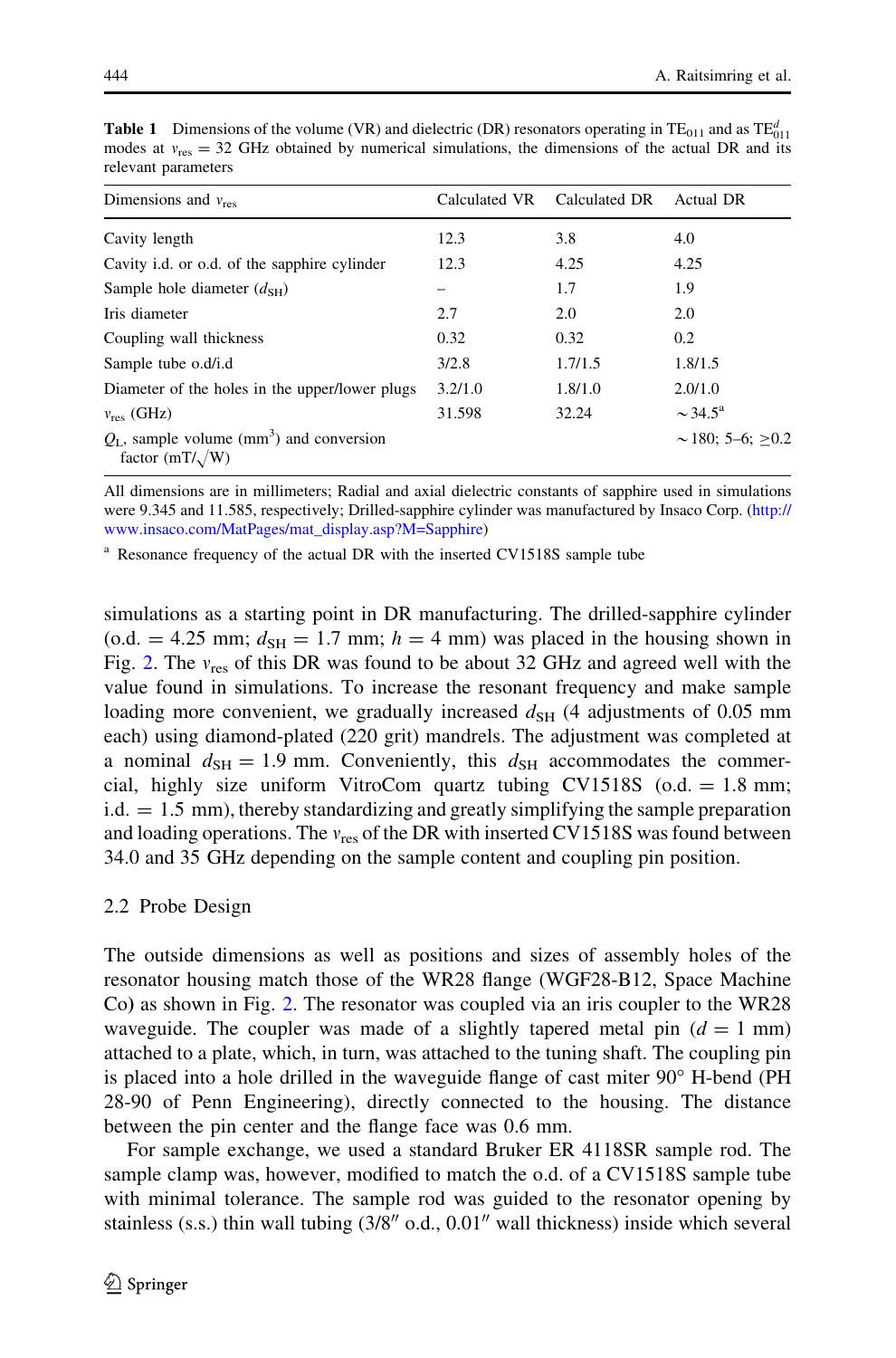**Table 1** Dimensions of the volume (VR) and dielectric (DR) resonators operating in $TE_{011}$ and as $TE^{d}_{011}$ modes at $\nu_{res} = 32$ GHz obtained by numerical simulations, the dimensions of the actual DR and its relevant parameters

| Dimensions and $\nu_{res}$ | Calculated VR | Calculated DR | Actual DR |
|---|---|---|---|
| Cavity length | 12.3 | 3.8 | 4.0 |
| Cavity i.d. or o.d. of the sapphire cylinder | 12.3 | 4.25 | 4.25 |
| Sample hole diameter ($d_{SH}$) | – | 1.7 | 1.9 |
| Iris diameter | 2.7 | 2.0 | 2.0 |
| Coupling wall thickness | 0.32 | 0.32 | 0.2 |
| Sample tube o.d/i.d | 3/2.8 | 1.7/1.5 | 1.8/1.5 |
| Diameter of the holes in the upper/lower plugs | 3.2/1.0 | 1.8/1.0 | 2.0/1.0 |
| $\nu_{res}$ (GHz) | 31.598 | 32.24 | ~34.5[a] |
| $Q_L$, sample volume ($mm^3$) and conversion factor ($mT/\sqrt{W}$) | | | ~180; 5–6; ≥0.2 |

All dimensions are in millimeters; Radial and axial dielectric constants of sapphire used in simulations were 9.345 and 11.585, respectively; Drilled-sapphire cylinder was manufactured by Insaco Corp. (http://www.insaco.com/MatPages/mat_display.asp?M=Sapphire)

[a] Resonance frequency of the actual DR with the inserted CV1518S sample tube

simulations as a starting point in DR manufacturing. The drilled-sapphire cylinder (o.d. = 4.25 mm; $d_{SH} = 1.7$ mm; $h = 4$ mm) was placed in the housing shown in Fig. 2. The $\nu_{res}$ of this DR was found to be about 32 GHz and agreed well with the value found in simulations. To increase the resonant frequency and make sample loading more convenient, we gradually increased $d_{SH}$ (4 adjustments of 0.05 mm each) using diamond-plated (220 grit) mandrels. The adjustment was completed at a nominal $d_{SH} = 1.9$ mm. Conveniently, this $d_{SH}$ accommodates the commercial, highly size uniform VitroCom quartz tubing CV1518S (o.d. = 1.8 mm; i.d. = 1.5 mm), thereby standardizing and greatly simplifying the sample preparation and loading operations. The $\nu_{res}$ of the DR with inserted CV1518S was found between 34.0 and 35 GHz depending on the sample content and coupling pin position.

### 2.2 Probe Design

The outside dimensions as well as positions and sizes of assembly holes of the resonator housing match those of the WR28 flange (WGF28-B12, Space Machine Co) as shown in Fig. 2. The resonator was coupled via an iris coupler to the WR28 waveguide. The coupler was made of a slightly tapered metal pin ($d = 1$ mm) attached to a plate, which, in turn, was attached to the tuning shaft. The coupling pin is placed into a hole drilled in the waveguide flange of cast miter 90° H-bend (PH 28-90 of Penn Engineering), directly connected to the housing. The distance between the pin center and the flange face was 0.6 mm.

For sample exchange, we used a standard Bruker ER 4118SR sample rod. The sample clamp was, however, modified to match the o.d. of a CV1518S sample tube with minimal tolerance. The sample rod was guided to the resonator opening by stainless (s.s.) thin wall tubing (3/8″ o.d., 0.01″ wall thickness) inside which several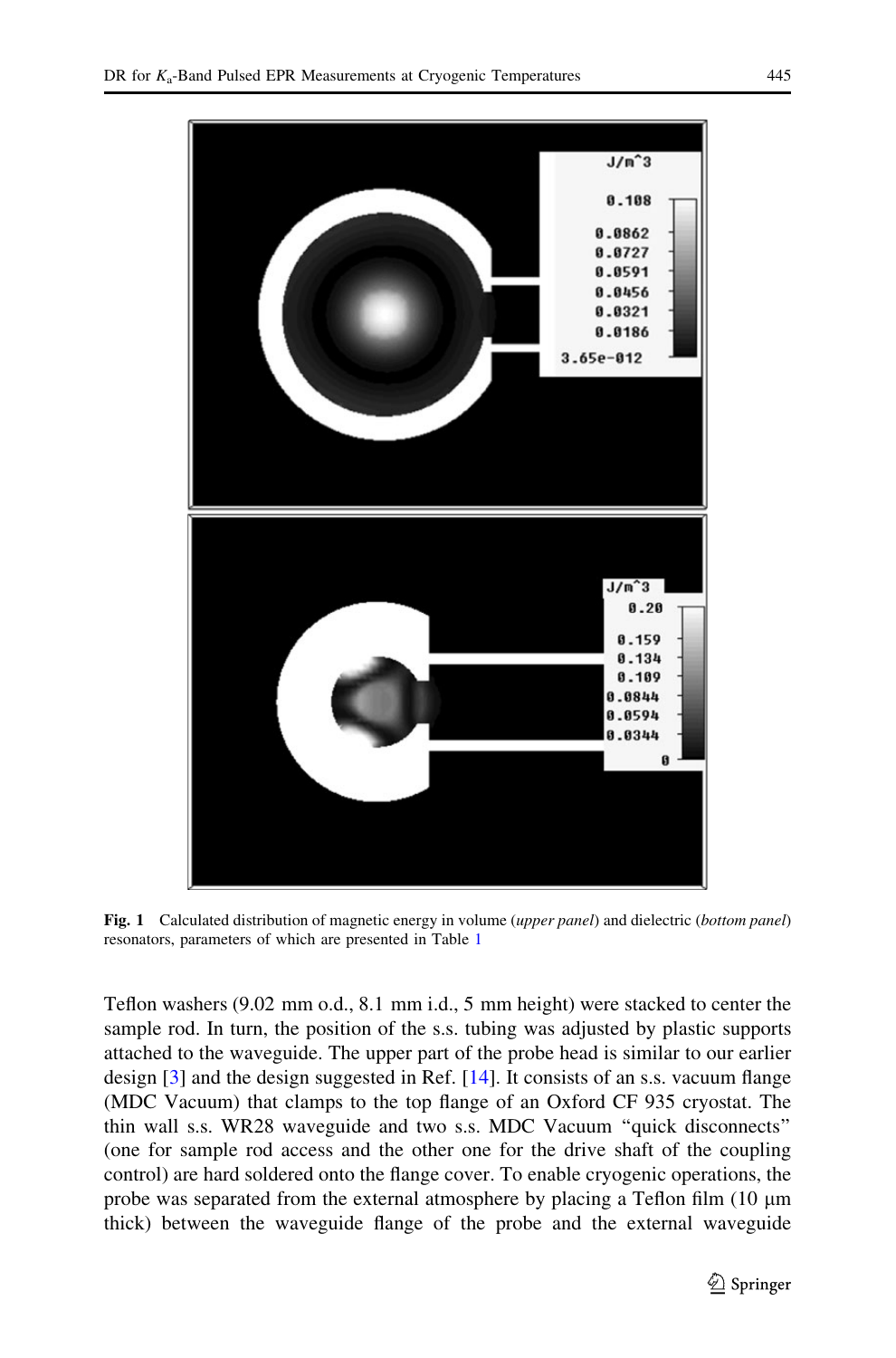**Fig. 1** Calculated distribution of magnetic energy in volume (*upper panel*) and dielectric (*bottom panel*) resonators, parameters of which are presented in Table 1

Teflon washers (9.02 mm o.d., 8.1 mm i.d., 5 mm height) were stacked to center the sample rod. In turn, the position of the s.s. tubing was adjusted by plastic supports attached to the waveguide. The upper part of the probe head is similar to our earlier design [3] and the design suggested in Ref. [14]. It consists of an s.s. vacuum flange (MDC Vacuum) that clamps to the top flange of an Oxford CF 935 cryostat. The thin wall s.s. WR28 waveguide and two s.s. MDC Vacuum "quick disconnects" (one for sample rod access and the other one for the drive shaft of the coupling control) are hard soldered onto the flange cover. To enable cryogenic operations, the probe was separated from the external atmosphere by placing a Teflon film (10 μm thick) between the waveguide flange of the probe and the external waveguide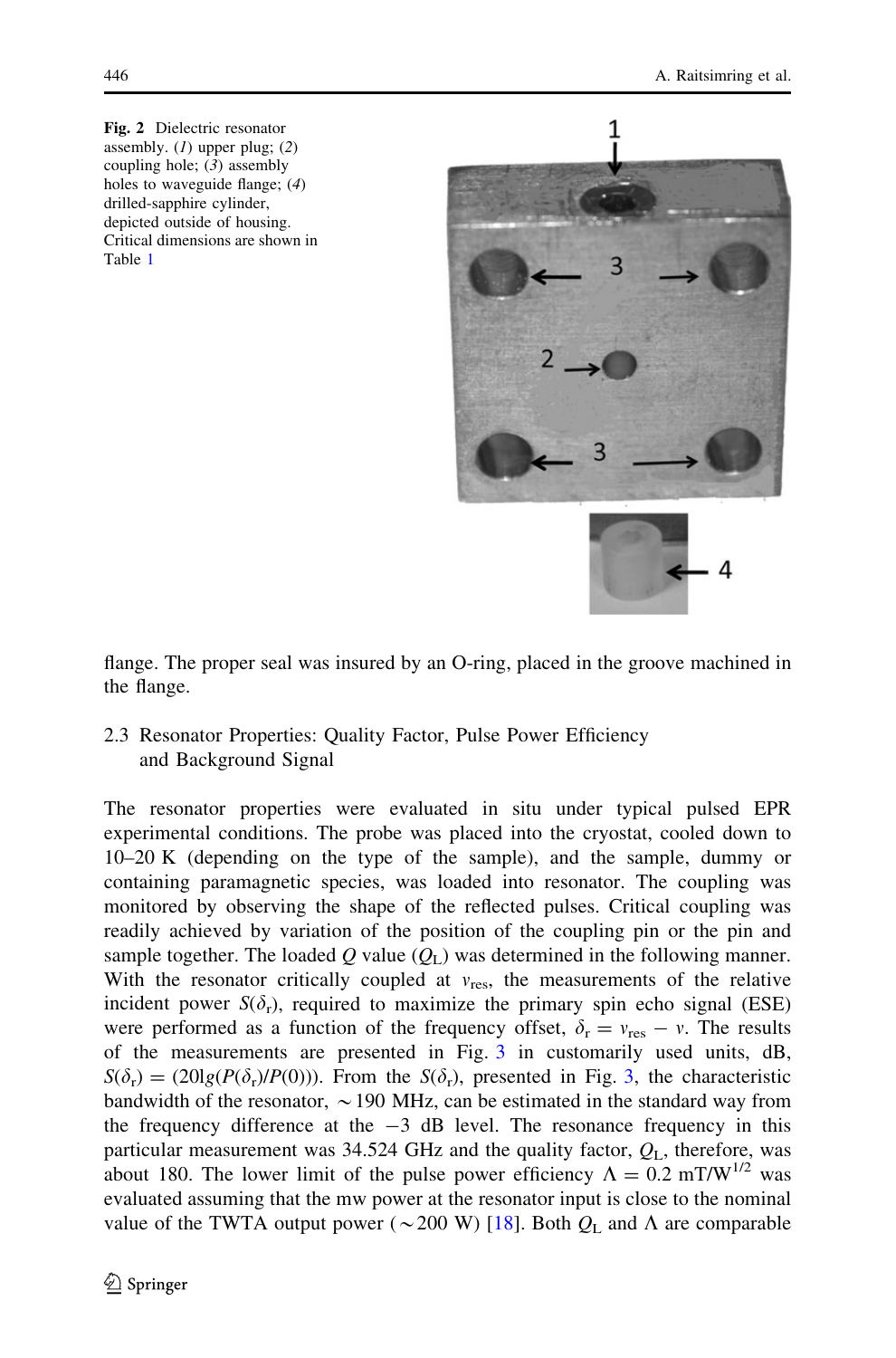**Fig. 2** Dielectric resonator assembly. (*1*) upper plug; (*2*) coupling hole; (*3*) assembly holes to waveguide flange; (*4*) drilled-sapphire cylinder, depicted outside of housing. Critical dimensions are shown in Table 1

flange. The proper seal was insured by an O-ring, placed in the groove machined in the flange.

### 2.3 Resonator Properties: Quality Factor, Pulse Power Efficiency and Background Signal

The resonator properties were evaluated in situ under typical pulsed EPR experimental conditions. The probe was placed into the cryostat, cooled down to 10–20 K (depending on the type of the sample), and the sample, dummy or containing paramagnetic species, was loaded into resonator. The coupling was monitored by observing the shape of the reflected pulses. Critical coupling was readily achieved by variation of the position of the coupling pin or the pin and sample together. The loaded $Q$ value ($Q_L$) was determined in the following manner. With the resonator critically coupled at $\nu_{res}$, the measurements of the relative incident power $S(\delta_r)$, required to maximize the primary spin echo signal (ESE) were performed as a function of the frequency offset, $\delta_r = \nu_{res} - \nu$. The results of the measurements are presented in Fig. 3 in customarily used units, dB, $S(\delta_r) = (20\lg(P(\delta_r)/P(0)))$. From the $S(\delta_r)$, presented in Fig. 3, the characteristic bandwidth of the resonator, $\sim$190 MHz, can be estimated in the standard way from the frequency difference at the $-3$ dB level. The resonance frequency in this particular measurement was 34.524 GHz and the quality factor, $Q_L$, therefore, was about 180. The lower limit of the pulse power efficiency $\Lambda = 0.2$ mT/W$^{1/2}$ was evaluated assuming that the mw power at the resonator input is close to the nominal value of the TWTA output power ($\sim$200 W) [18]. Both $Q_L$ and $\Lambda$ are comparable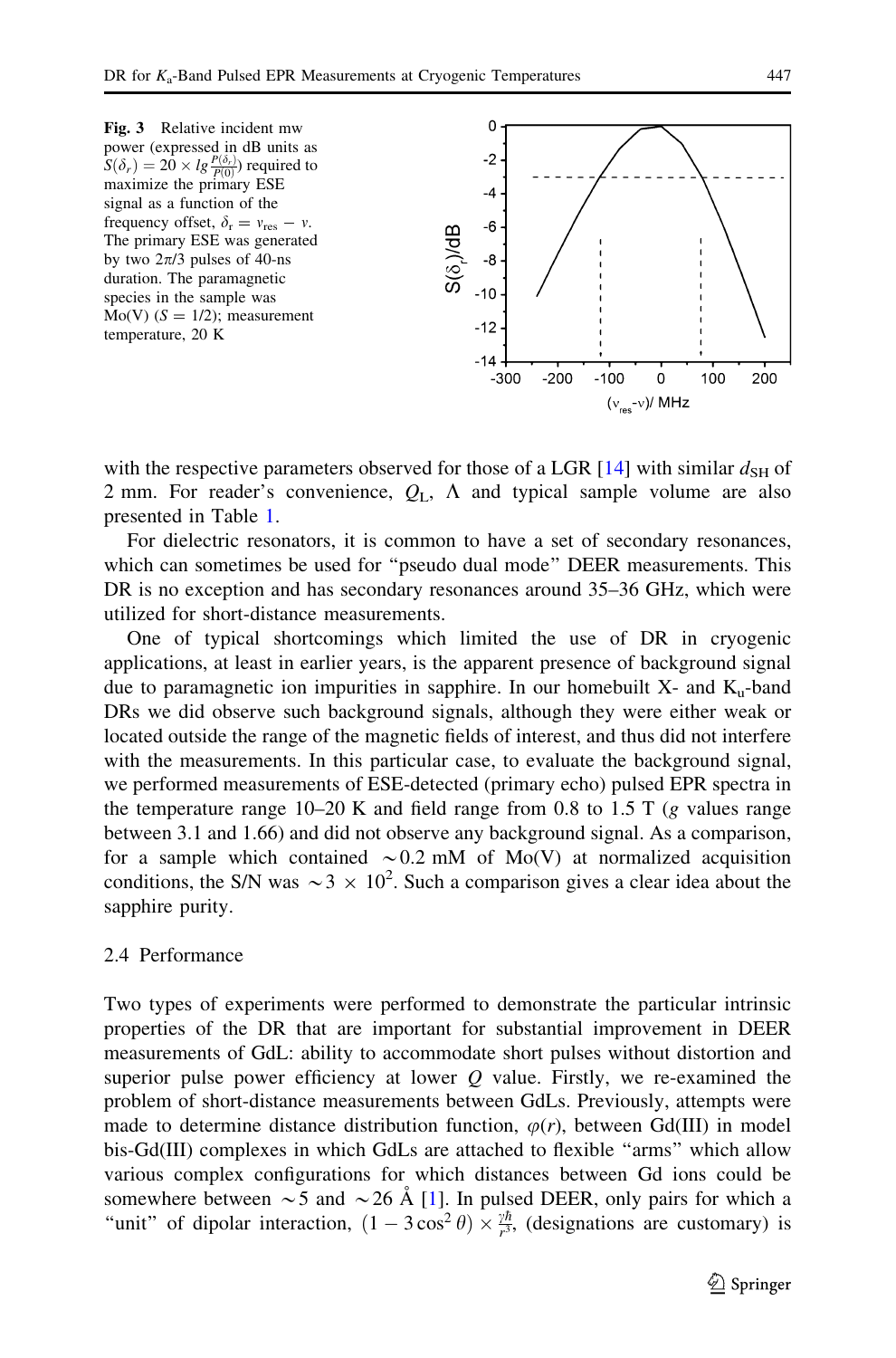**Fig. 3** Relative incident mw power (expressed in dB units as $S(\delta_r) = 20 \times lg\frac{P(\delta_r)}{P(0)}$) required to maximize the primary ESE signal as a function of the frequency offset, $\delta_r = \nu_{res} - \nu$. The primary ESE was generated by two $2\pi/3$ pulses of 40-ns duration. The paramagnetic species in the sample was Mo(V) ($S = 1/2$); measurement temperature, 20 K

with the respective parameters observed for those of a LGR [14] with similar $d_{SH}$ of 2 mm. For reader's convenience, $Q_L$, $\Lambda$ and typical sample volume are also presented in Table 1.

For dielectric resonators, it is common to have a set of secondary resonances, which can sometimes be used for "pseudo dual mode" DEER measurements. This DR is no exception and has secondary resonances around 35–36 GHz, which were utilized for short-distance measurements.

One of typical shortcomings which limited the use of DR in cryogenic applications, at least in earlier years, is the apparent presence of background signal due to paramagnetic ion impurities in sapphire. In our homebuilt X- and $K_u$-band DRs we did observe such background signals, although they were either weak or located outside the range of the magnetic fields of interest, and thus did not interfere with the measurements. In this particular case, to evaluate the background signal, we performed measurements of ESE-detected (primary echo) pulsed EPR spectra in the temperature range 10–20 K and field range from 0.8 to 1.5 T ($g$ values range between 3.1 and 1.66) and did not observe any background signal. As a comparison, for a sample which contained $\sim$0.2 mM of Mo(V) at normalized acquisition conditions, the S/N was $\sim 3 \times 10^2$. Such a comparison gives a clear idea about the sapphire purity.

### 2.4 Performance

Two types of experiments were performed to demonstrate the particular intrinsic properties of the DR that are important for substantial improvement in DEER measurements of GdL: ability to accommodate short pulses without distortion and superior pulse power efficiency at lower $Q$ value. Firstly, we re-examined the problem of short-distance measurements between GdLs. Previously, attempts were made to determine distance distribution function, $\varphi(r)$, between Gd(III) in model bis-Gd(III) complexes in which GdLs are attached to flexible "arms" which allow various complex configurations for which distances between Gd ions could be somewhere between $\sim$5 and $\sim$26 Å [1]. In pulsed DEER, only pairs for which a "unit" of dipolar interaction, $(1 - 3\cos^2\theta) \times \frac{\gamma\hbar}{r^3}$, (designations are customary) is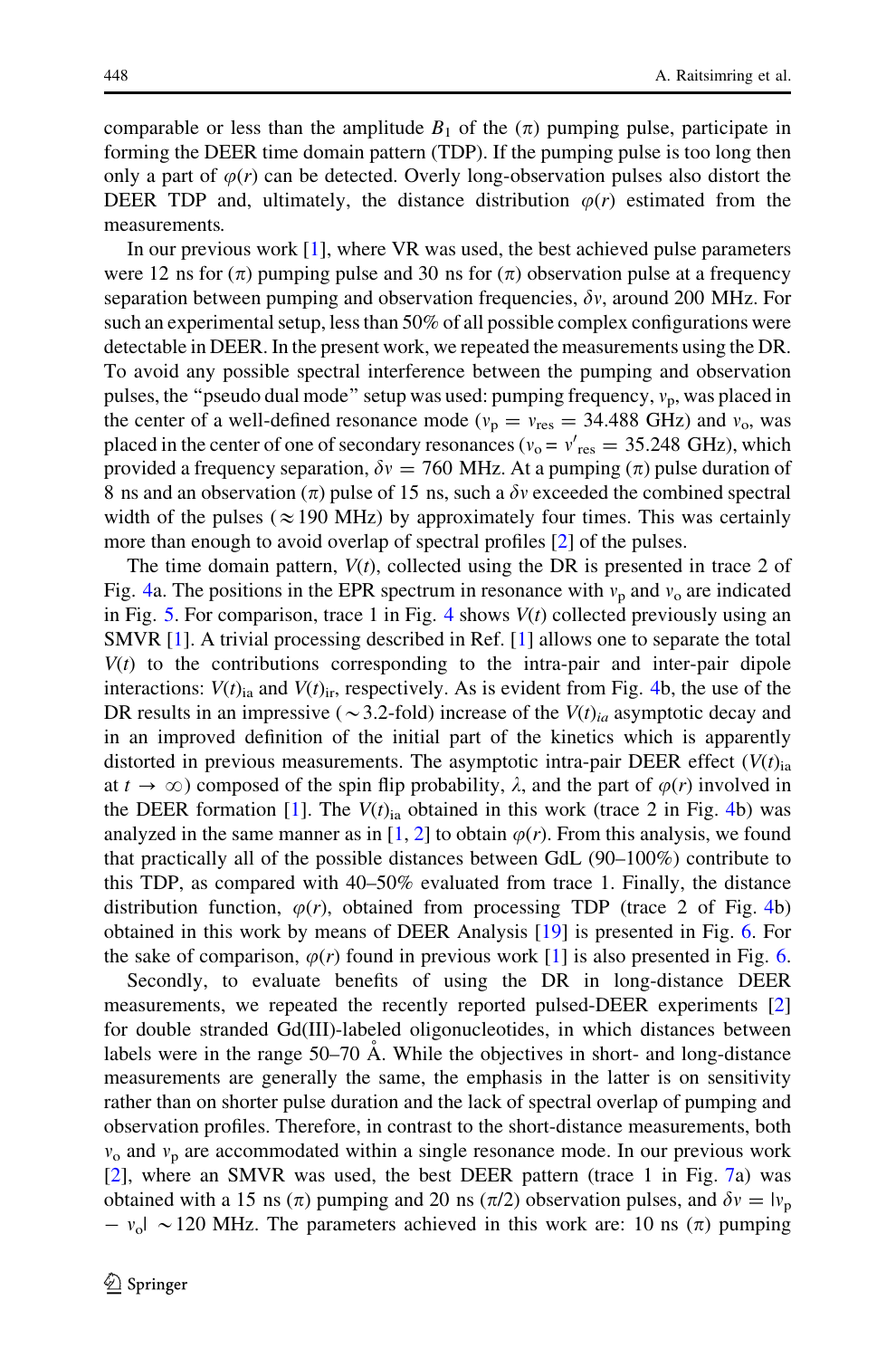comparable or less than the amplitude $B_1$ of the ($\pi$) pumping pulse, participate in forming the DEER time domain pattern (TDP). If the pumping pulse is too long then only a part of $\varphi(r)$ can be detected. Overly long-observation pulses also distort the DEER TDP and, ultimately, the distance distribution $\varphi(r)$ estimated from the measurements.

In our previous work [1], where VR was used, the best achieved pulse parameters were 12 ns for ($\pi$) pumping pulse and 30 ns for ($\pi$) observation pulse at a frequency separation between pumping and observation frequencies, $\delta\nu$, around 200 MHz. For such an experimental setup, less than 50% of all possible complex configurations were detectable in DEER. In the present work, we repeated the measurements using the DR. To avoid any possible spectral interference between the pumping and observation pulses, the "pseudo dual mode" setup was used: pumping frequency, $\nu_p$, was placed in the center of a well-defined resonance mode ($\nu_p = \nu_{res} = 34.488$ GHz) and $\nu_o$, was placed in the center of one of secondary resonances ($\nu_o = \nu'_{res} = 35.248$ GHz), which provided a frequency separation, $\delta\nu = 760$ MHz. At a pumping ($\pi$) pulse duration of 8 ns and an observation ($\pi$) pulse of 15 ns, such a $\delta\nu$ exceeded the combined spectral width of the pulses ($\approx$190 MHz) by approximately four times. This was certainly more than enough to avoid overlap of spectral profiles [2] of the pulses.

The time domain pattern, $V(t)$, collected using the DR is presented in trace 2 of Fig. 4a. The positions in the EPR spectrum in resonance with $\nu_p$ and $\nu_o$ are indicated in Fig. 5. For comparison, trace 1 in Fig. 4 shows $V(t)$ collected previously using an SMVR [1]. A trivial processing described in Ref. [1] allows one to separate the total $V(t)$ to the contributions corresponding to the intra-pair and inter-pair dipole interactions: $V(t)_{ia}$ and $V(t)_{ir}$, respectively. As is evident from Fig. 4b, the use of the DR results in an impressive ($\sim$3.2-fold) increase of the $V(t)_{ia}$ asymptotic decay and in an improved definition of the initial part of the kinetics which is apparently distorted in previous measurements. The asymptotic intra-pair DEER effect ($V(t)_{ia}$ at $t \rightarrow \infty$) composed of the spin flip probability, $\lambda$, and the part of $\varphi(r)$ involved in the DEER formation [1]. The $V(t)_{ia}$ obtained in this work (trace 2 in Fig. 4b) was analyzed in the same manner as in [1, 2] to obtain $\varphi(r)$. From this analysis, we found that practically all of the possible distances between GdL (90–100%) contribute to this TDP, as compared with 40–50% evaluated from trace 1. Finally, the distance distribution function, $\varphi(r)$, obtained from processing TDP (trace 2 of Fig. 4b) obtained in this work by means of DEER Analysis [19] is presented in Fig. 6. For the sake of comparison, $\varphi(r)$ found in previous work [1] is also presented in Fig. 6.

Secondly, to evaluate benefits of using the DR in long-distance DEER measurements, we repeated the recently reported pulsed-DEER experiments [2] for double stranded Gd(III)-labeled oligonucleotides, in which distances between labels were in the range 50–70 Å. While the objectives in short- and long-distance measurements are generally the same, the emphasis in the latter is on sensitivity rather than on shorter pulse duration and the lack of spectral overlap of pumping and observation profiles. Therefore, in contrast to the short-distance measurements, both $\nu_o$ and $\nu_p$ are accommodated within a single resonance mode. In our previous work [2], where an SMVR was used, the best DEER pattern (trace 1 in Fig. 7a) was obtained with a 15 ns ($\pi$) pumping and 20 ns ($\pi$/2) observation pulses, and $\delta\nu = |\nu_p - \nu_o| \sim 120$ MHz. The parameters achieved in this work are: 10 ns ($\pi$) pumping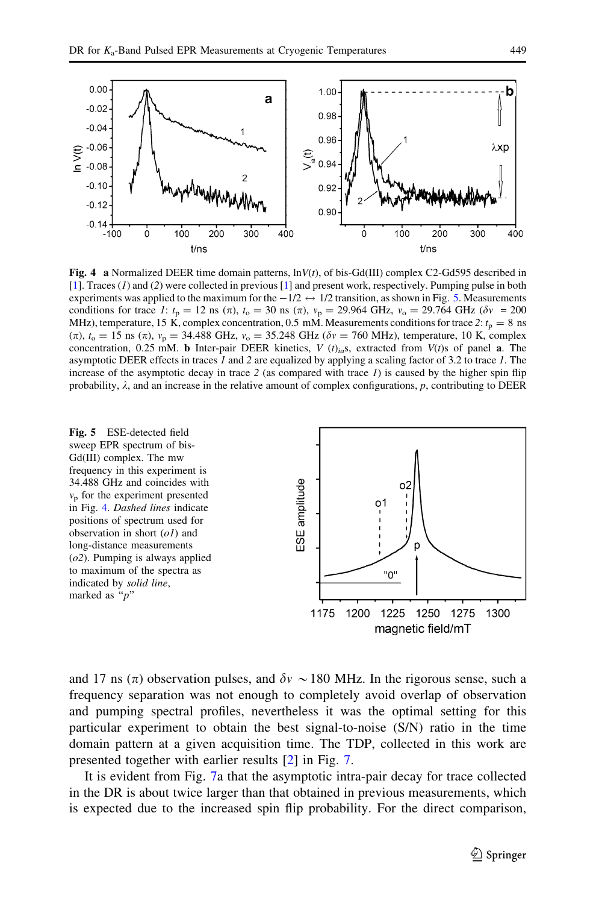**Fig. 4** **a** Normalized DEER time domain patterns, ln$V(t)$, of bis-Gd(III) complex C2-Gd595 described in [1]. Traces (*1*) and (*2*) were collected in previous [1] and present work, respectively. Pumping pulse in both experiments was applied to the maximum for the $-1/2 \leftrightarrow 1/2$ transition, as shown in Fig. 5. Measurements conditions for trace *1*: $t_p = 12$ ns ($\pi$), $t_o = 30$ ns ($\pi$), $\nu_p = 29.964$ GHz, $\nu_o = 29.764$ GHz ($\delta\nu = 200$ MHz), temperature, 15 K, complex concentration, 0.5 mM. Measurements conditions for trace *2*: $t_p = 8$ ns ($\pi$), $t_o = 15$ ns ($\pi$), $\nu_p = 34.488$ GHz, $\nu_o = 35.248$ GHz ($\delta\nu = 760$ MHz), temperature, 10 K, complex concentration, 0.25 mM. **b** Inter-pair DEER kinetics, $V(t)_{ia}$s, extracted from $V(t)$s of panel **a**. The asymptotic DEER effects in traces *1* and *2* are equalized by applying a scaling factor of 3.2 to trace *1*. The increase of the asymptotic decay in trace *2* (as compared with trace *1*) is caused by the higher spin flip probability, $\lambda$, and an increase in the relative amount of complex configurations, $p$, contributing to DEER

**Fig. 5** ESE-detected field sweep EPR spectrum of bis-Gd(III) complex. The mw frequency in this experiment is 34.488 GHz and coincides with $\nu_p$ for the experiment presented in Fig. 4. *Dashed lines* indicate positions of spectrum used for observation in short (*o1*) and long-distance measurements (*o2*). Pumping is always applied to maximum of the spectra as indicated by *solid line*, marked as "*p*"

and 17 ns ($\pi$) observation pulses, and $\delta\nu \sim 180$ MHz. In the rigorous sense, such a frequency separation was not enough to completely avoid overlap of observation and pumping spectral profiles, nevertheless it was the optimal setting for this particular experiment to obtain the best signal-to-noise (S/N) ratio in the time domain pattern at a given acquisition time. The TDP, collected in this work are presented together with earlier results [2] in Fig. 7.

It is evident from Fig. 7a that the asymptotic intra-pair decay for trace collected in the DR is about twice larger than that obtained in previous measurements, which is expected due to the increased spin flip probability. For the direct comparison,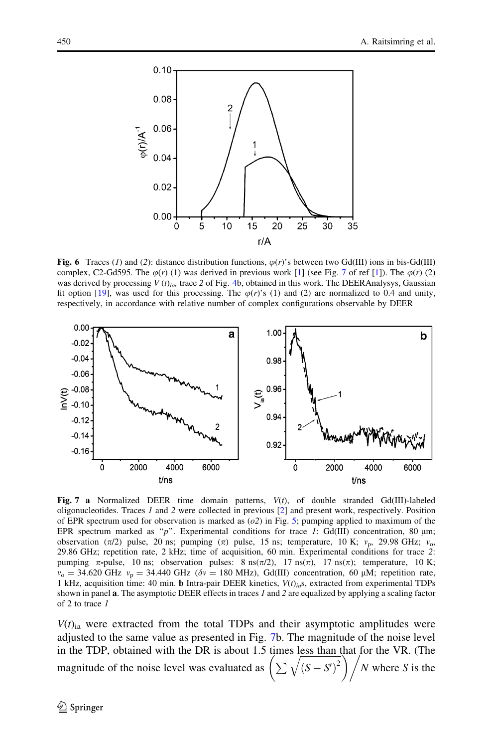**Fig. 6** Traces (*1*) and (*2*): distance distribution functions, $\varphi(r)$'s between two Gd(III) ions in bis-Gd(III) complex, C2-Gd595. The $\varphi(r)$ (1) was derived in previous work [1] (see Fig. 7 of ref [1]). The $\varphi(r)$ (2) was derived by processing $V(t)_{ia}$, trace *2* of Fig. 4b, obtained in this work. The DEERAnalysys, Gaussian fit option [19], was used for this processing. The $\varphi(r)$'s (1) and (2) are normalized to 0.4 and unity, respectively, in accordance with relative number of complex configurations observable by DEER

**Fig. 7** **a** Normalized DEER time domain patterns, $V(t)$, of double stranded Gd(III)-labeled oligonucleotides. Traces *1* and *2* were collected in previous [2] and present work, respectively. Position of EPR spectrum used for observation is marked as (*o2*) in Fig. 5; pumping applied to maximum of the EPR spectrum marked as "*p*". Experimental conditions for trace *1*: Gd(III) concentration, 80 µm; observation ($\pi/2$) pulse, 20 ns; pumping ($\pi$) pulse, 15 ns; temperature, 10 K; $v_p$, 29.98 GHz; $v_o$, 29.86 GHz; repetition rate, 2 kHz; time of acquisition, 60 min. Experimental conditions for trace *2*: pumping $\pi$-pulse, 10 ns; observation pulses: 8 ns($\pi/2$), 17 ns($\pi$), 17 ns($\pi$); temperature, 10 K; $v_o = 34.620$ GHz $v_p = 34.440$ GHz ($\delta v = 180$ MHz), Gd(III) concentration, 60 µM; repetition rate, 1 kHz, acquisition time: 40 min. **b** Intra-pair DEER kinetics, $V(t)_{ia}$s, extracted from experimental TDPs shown in panel **a**. The asymptotic DEER effects in traces *1* and *2* are equalized by applying a scaling factor of 2 to trace *1*

$V(t)_{ia}$ were extracted from the total TDPs and their asymptotic amplitudes were adjusted to the same value as presented in Fig. 7b. The magnitude of the noise level in the TDP, obtained with the DR is about 1.5 times less than that for the VR. (The magnitude of the noise level was evaluated as $\left(\sum\sqrt{(S-S')^2}\right)\Big/N$ where $S$ is the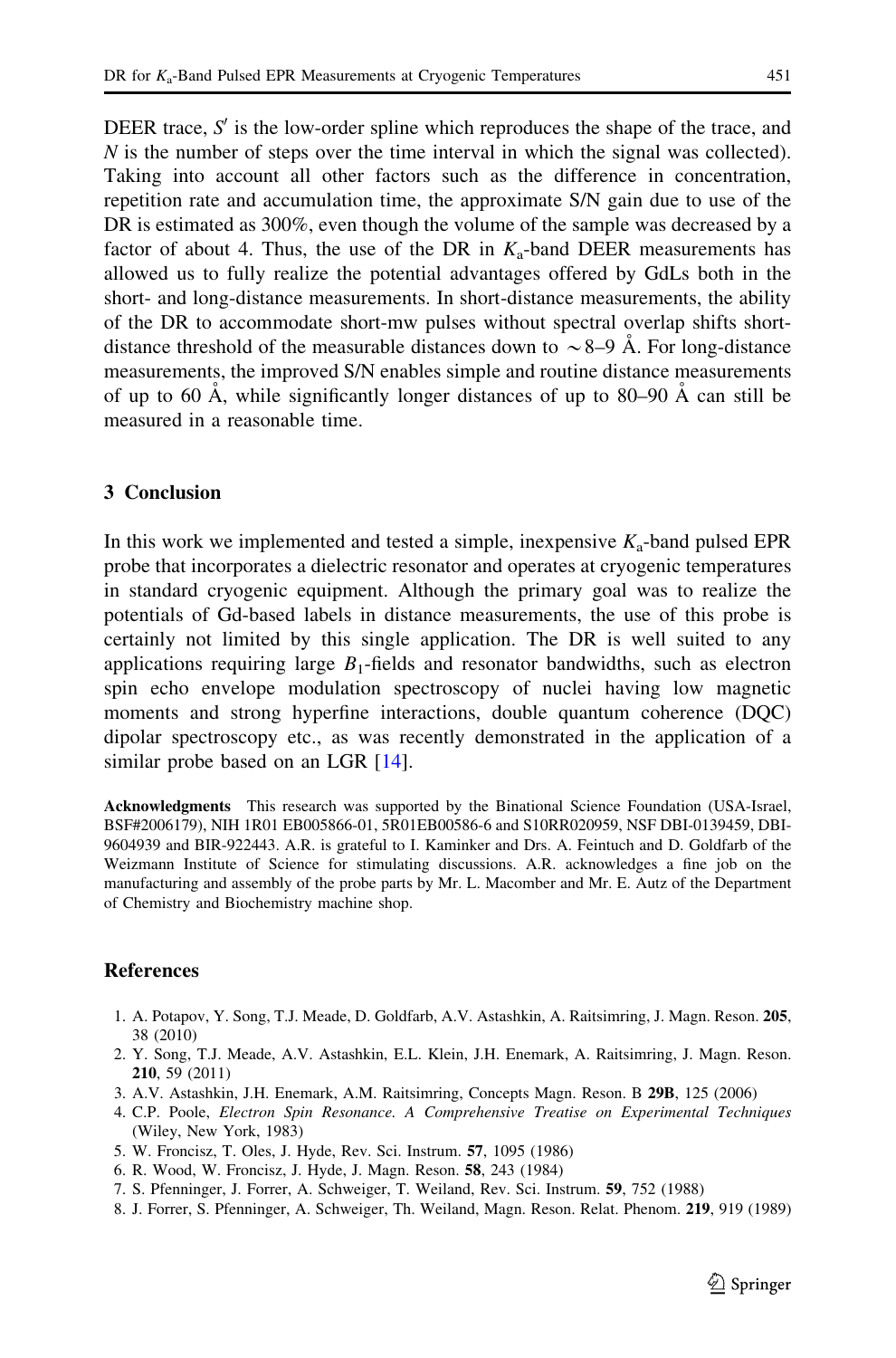DEER trace, $S'$ is the low-order spline which reproduces the shape of the trace, and $N$ is the number of steps over the time interval in which the signal was collected). Taking into account all other factors such as the difference in concentration, repetition rate and accumulation time, the approximate S/N gain due to use of the DR is estimated as 300%, even though the volume of the sample was decreased by a factor of about 4. Thus, the use of the DR in $K_a$-band DEER measurements has allowed us to fully realize the potential advantages offered by GdLs both in the short- and long-distance measurements. In short-distance measurements, the ability of the DR to accommodate short-mw pulses without spectral overlap shifts short-distance threshold of the measurable distances down to $\sim$8–9 Å. For long-distance measurements, the improved S/N enables simple and routine distance measurements of up to 60 Å, while significantly longer distances of up to 80–90 Å can still be measured in a reasonable time.

## 3 Conclusion

In this work we implemented and tested a simple, inexpensive $K_a$-band pulsed EPR probe that incorporates a dielectric resonator and operates at cryogenic temperatures in standard cryogenic equipment. Although the primary goal was to realize the potentials of Gd-based labels in distance measurements, the use of this probe is certainly not limited by this single application. The DR is well suited to any applications requiring large $B_1$-fields and resonator bandwidths, such as electron spin echo envelope modulation spectroscopy of nuclei having low magnetic moments and strong hyperfine interactions, double quantum coherence (DQC) dipolar spectroscopy etc., as was recently demonstrated in the application of a similar probe based on an LGR [14].

**Acknowledgments** This research was supported by the Binational Science Foundation (USA-Israel, BSF#2006179), NIH 1R01 EB005866-01, 5R01EB00586-6 and S10RR020959, NSF DBI-0139459, DBI-9604939 and BIR-922443. A.R. is grateful to I. Kaminker and Drs. A. Feintuch and D. Goldfarb of the Weizmann Institute of Science for stimulating discussions. A.R. acknowledges a fine job on the manufacturing and assembly of the probe parts by Mr. L. Macomber and Mr. E. Autz of the Department of Chemistry and Biochemistry machine shop.

## References

1. A. Potapov, Y. Song, T.J. Meade, D. Goldfarb, A.V. Astashkin, A. Raitsimring, J. Magn. Reson. **205**, 38 (2010)
2. Y. Song, T.J. Meade, A.V. Astashkin, E.L. Klein, J.H. Enemark, A. Raitsimring, J. Magn. Reson. **210**, 59 (2011)
3. A.V. Astashkin, J.H. Enemark, A.M. Raitsimring, Concepts Magn. Reson. B **29B**, 125 (2006)
4. C.P. Poole, *Electron Spin Resonance. A Comprehensive Treatise on Experimental Techniques* (Wiley, New York, 1983)
5. W. Froncisz, T. Oles, J. Hyde, Rev. Sci. Instrum. **57**, 1095 (1986)
6. R. Wood, W. Froncisz, J. Hyde, J. Magn. Reson. **58**, 243 (1984)
7. S. Pfenninger, J. Forrer, A. Schweiger, T. Weiland, Rev. Sci. Instrum. **59**, 752 (1988)
8. J. Forrer, S. Pfenninger, A. Schweiger, Th. Weiland, Magn. Reson. Relat. Phenom. **219**, 919 (1989)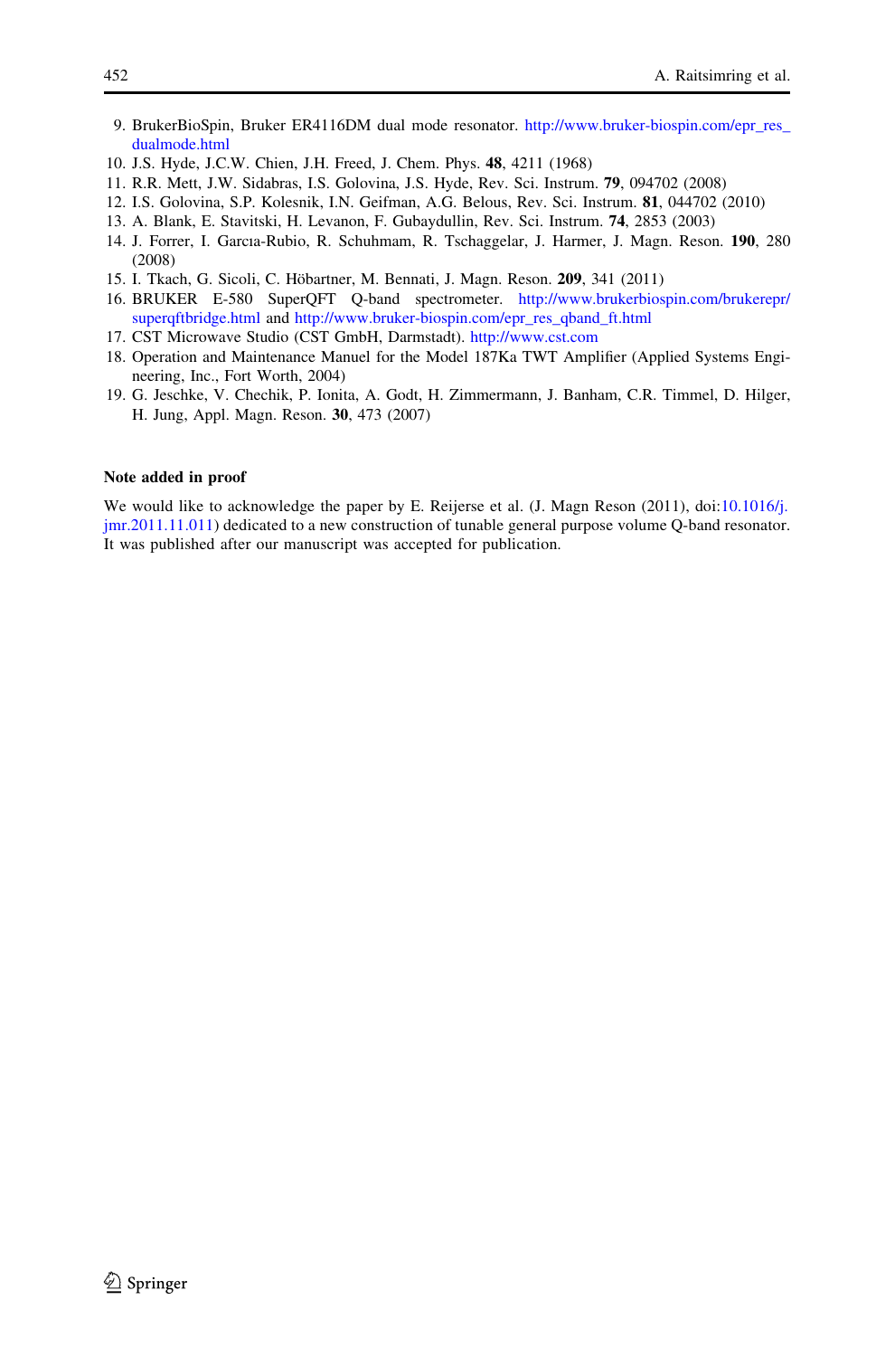9. BrukerBioSpin, Bruker ER4116DM dual mode resonator. http://www.bruker-biospin.com/epr_res_dualmode.html
10. J.S. Hyde, J.C.W. Chien, J.H. Freed, J. Chem. Phys. **48**, 4211 (1968)
11. R.R. Mett, J.W. Sidabras, I.S. Golovina, J.S. Hyde, Rev. Sci. Instrum. **79**, 094702 (2008)
12. I.S. Golovina, S.P. Kolesnik, I.N. Geifman, A.G. Belous, Rev. Sci. Instrum. **81**, 044702 (2010)
13. A. Blank, E. Stavitski, H. Levanon, F. Gubaydullin, Rev. Sci. Instrum. **74**, 2853 (2003)
14. J. Forrer, I. Garcıa-Rubio, R. Schuhmam, R. Tschaggelar, J. Harmer, J. Magn. Reson. **190**, 280 (2008)
15. I. Tkach, G. Sicoli, C. Höbartner, M. Bennati, J. Magn. Reson. **209**, 341 (2011)
16. BRUKER E-580 SuperQFT Q-band spectrometer. http://www.brukerbiospin.com/brukerepr/superqftbridge.html and http://www.bruker-biospin.com/epr_res_qband_ft.html
17. CST Microwave Studio (CST GmbH, Darmstadt). http://www.cst.com
18. Operation and Maintenance Manuel for the Model 187Ka TWT Amplifier (Applied Systems Engineering, Inc., Fort Worth, 2004)
19. G. Jeschke, V. Chechik, P. Ionita, A. Godt, H. Zimmermann, J. Banham, C.R. Timmel, D. Hilger, H. Jung, Appl. Magn. Reson. **30**, 473 (2007)

**Note added in proof**

We would like to acknowledge the paper by E. Reijerse et al. (J. Magn Reson (2011), doi:10.1016/j.jmr.2011.11.011) dedicated to a new construction of tunable general purpose volume Q-band resonator. It was published after our manuscript was accepted for publication.